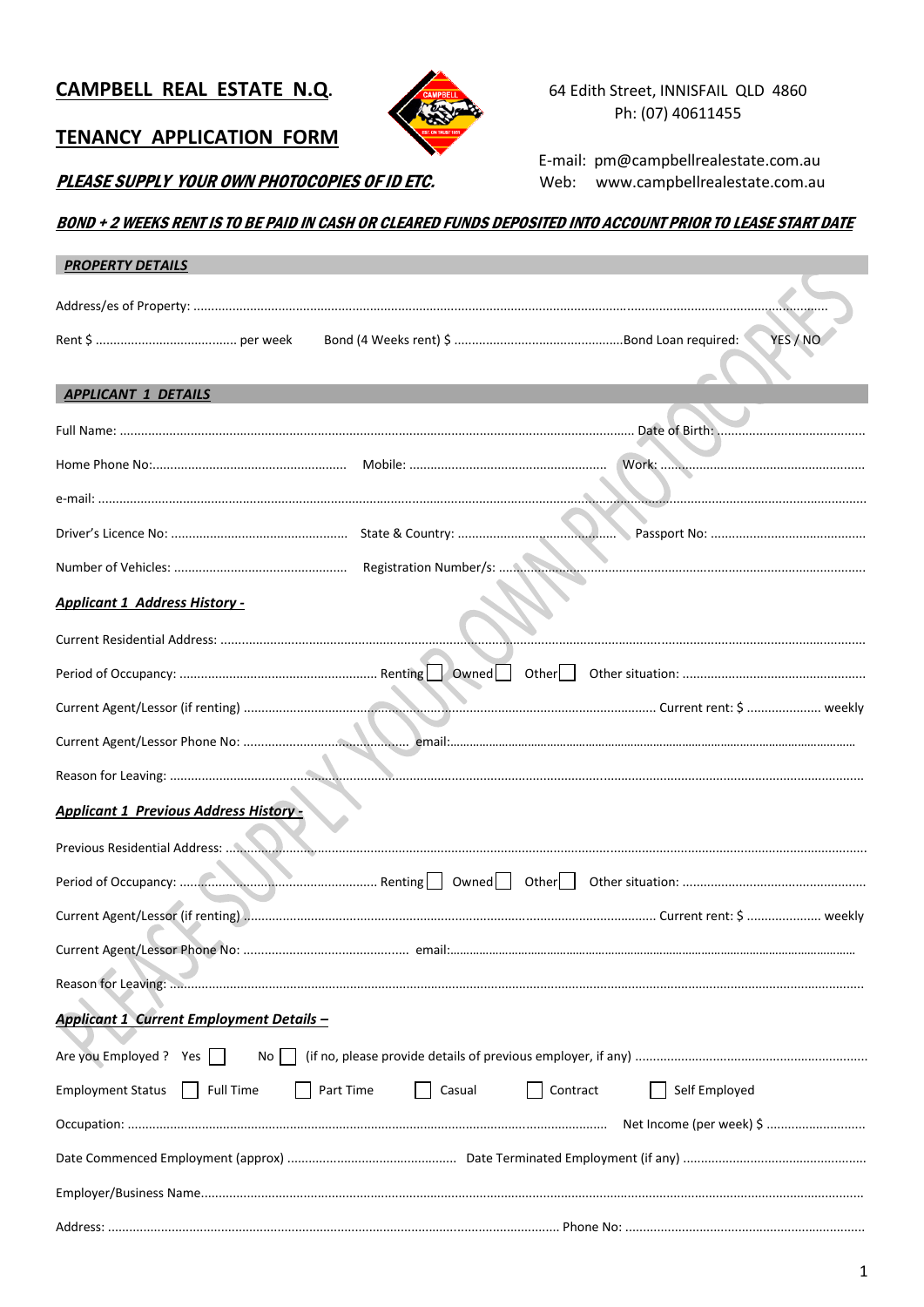# CAMPBELL REAL ESTATE N.Q.

64 Edith Street, INNISFAIL QLD 4860
Ph: (07) 40611455

## TENANCY APPLICATION FORM

E-mail: pm@campbellrealestate.com.au
Web: www.campbellrealestate.com.au

***PLEASE SUPPLY YOUR OWN PHOTOCOPIES OF ID ETC.***

***BOND + 2 WEEKS RENT IS TO BE PAID IN CASH OR CLEARED FUNDS DEPOSITED INTO ACCOUNT PRIOR TO LEASE START DATE***

### *PROPERTY DETAILS*

Address/es of Property: ..........................................................................................................................................................

Rent $ ........................................ per week Bond (4 Weeks rent) $ ................................................ Bond Loan required: YES / NO

### *APPLICANT 1 DETAILS*

Full Name: .......................................................................................................................................... Date of Birth: ..........................................

Home Phone No: ....................................................... Mobile: ........................................................ Work: ..........................................................

e-mail: ..........................................................................................................................................................................................................

Driver's Licence No: .................................................. State & Country: ............................................ Passport No: ............................................

Number of Vehicles: ................................................ Registration Number/s: ........................................................................................................

***Applicant 1 Address History -***

Current Residential Address: ...................................................................................................................................................................

Period of Occupancy: ....................................................... Renting ☐ Owned ☐ Other ☐ Other situation: ....................................................

Current Agent/Lessor (if renting) .................................................................................................................. Current rent: $ ..................... weekly

Current Agent/Lessor Phone No: .............................................. email:........................................................................................................

Reason for Leaving: ..................................................................................................................................................................................

***Applicant 1 Previous Address History -***

Previous Residential Address: ..................................................................................................................................................................

Period of Occupancy: ....................................................... Renting ☐ Owned ☐ Other ☐ Other situation: ....................................................

Current Agent/Lessor (if renting) .................................................................................................................. Current rent: $ ..................... weekly

Current Agent/Lessor Phone No: .............................................. email:........................................................................................................

Reason for Leaving: ..................................................................................................................................................................................

***Applicant 1 Current Employment Details –***

Are you Employed ? Yes ☐ No ☐ (if no, please provide details of previous employer, if any) ..................................................................

Employment Status ☐ Full Time ☐ Part Time ☐ Casual ☐ Contract ☐ Self Employed

Occupation: .......................................................................................................................... Net Income (per week) $ ............................

Date Commenced Employment (approx) ............................................... Date Terminated Employment (if any) ...................................................

Employer/Business Name.........................................................................................................................................................................

Address: ................................................................................................................................ Phone No: ....................................................................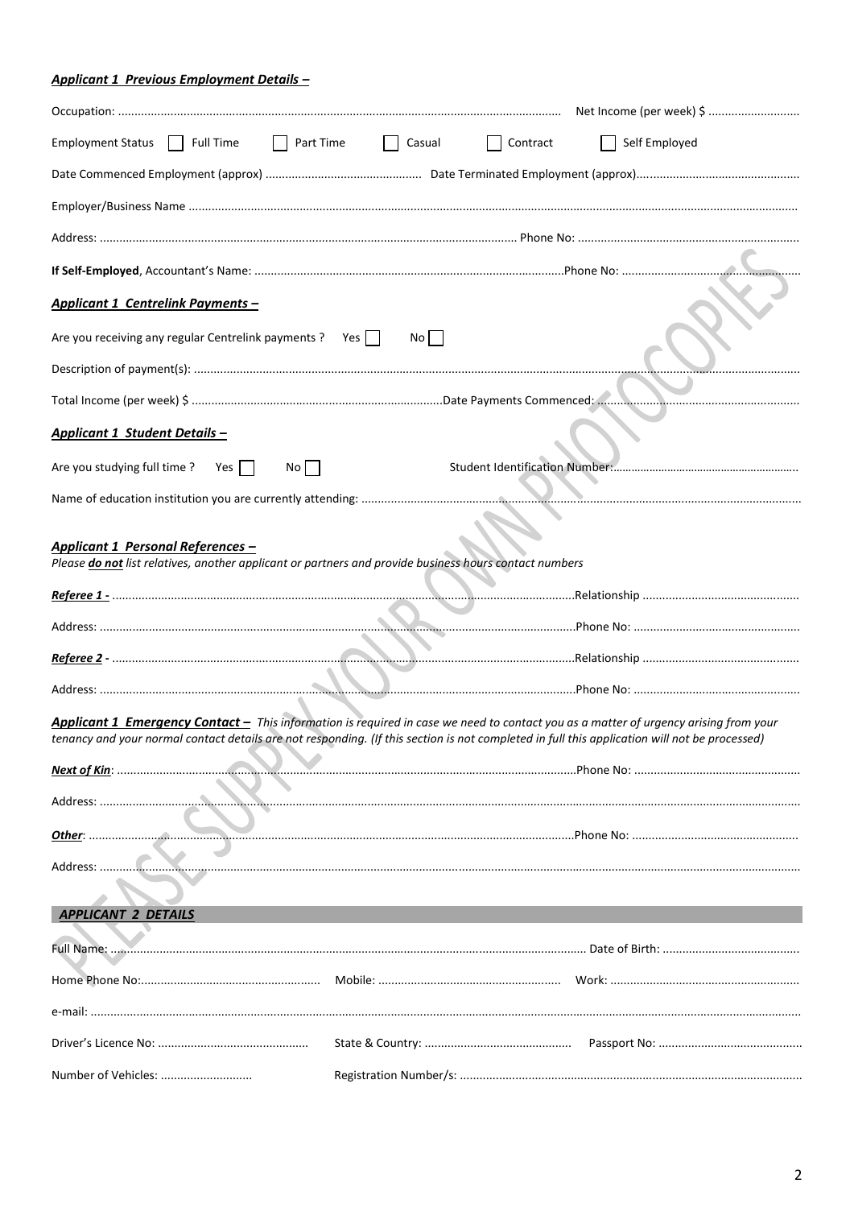***Applicant 1 Previous Employment Details –***

Occupation: ........................................................................................................................................ Net Income (per week) $ ............................

Employment Status ☐ Full Time ☐ Part Time ☐ Casual ☐ Contract ☐ Self Employed

Date Commenced Employment (approx) ................................................ Date Terminated Employment (approx)..................................................

Employer/Business Name ........................................................................................................................................................................................

Address: ................................................................................................................................ Phone No: ....................................................................

**If Self-Employed**, Accountant's Name: ................................................................................................Phone No: ...................................................

***Applicant 1 Centrelink Payments –***

Are you receiving any regular Centrelink payments ? Yes ☐ No ☐

Description of payment(s): ..........................................................................................................................................................................................

Total Income (per week) $ ............................................................................Date Payments Commenced: ..........................................................

***Applicant 1 Student Details –***

Are you studying full time ? Yes ☐ No ☐ Student Identification Number:............................................................

Name of education institution you are currently attending: .......................................................................................................................................

***Applicant 1 Personal References –***

*Please **do not** list relatives, another applicant or partners and provide business hours contact numbers*

***Referee 1 -*** ..............................................................................................................................................Relationship ...............................................

Address: ......................................................................................................................................................Phone No: ..................................................

***Referee 2 -*** ..............................................................................................................................................Relationship ...............................................

Address: ......................................................................................................................................................Phone No: ..................................................

***Applicant 1 Emergency Contact –*** *This information is required in case we need to contact you as a matter of urgency arising from your tenancy and your normal contact details are not responding. (If this section is not completed in full this application will not be processed)*

***Next of Kin***: ..........................................................................................................................................Phone No: ..................................................

Address: ........................................................................................................................................................................................................................

***Other***: ........................................................................................................................................................Phone No: ..................................................

Address: ........................................................................................................................................................................................................................

## *APPLICANT 2 DETAILS*

Full Name: .................................................................................................................................................. Date of Birth: ..........................................

Home Phone No:...................................................... Mobile: ....................................................... Work: .........................................................

e-mail: ...........................................................................................................................................................................................................................

Driver's Licence No: ............................................. State & Country: ............................................ Passport No: ...........................................

Number of Vehicles: ........................... Registration Number/s: ........................................................................................................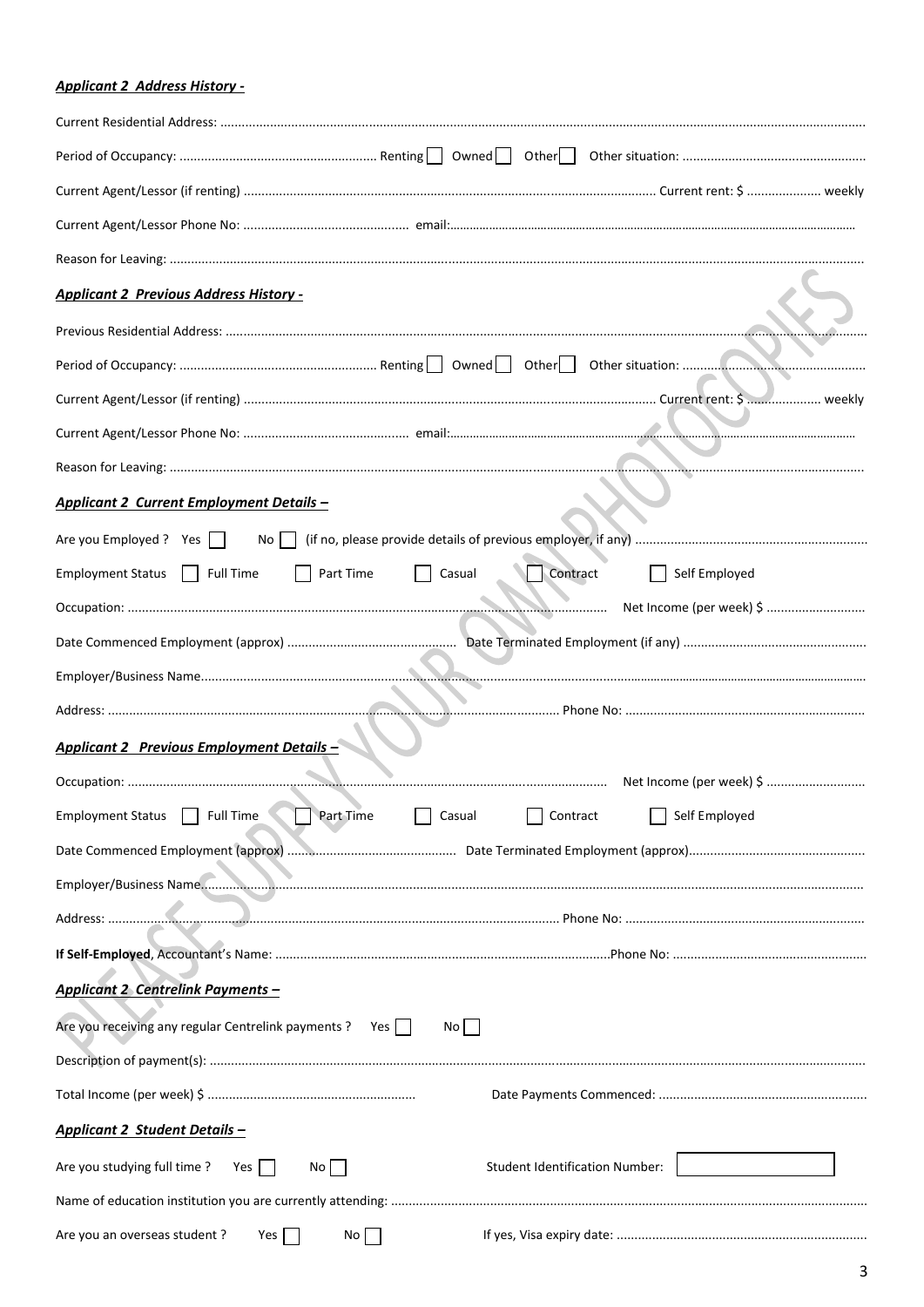***Applicant 2 Address History -***

Current Residential Address: ............................................................................................................................................................................................

Period of Occupancy: ....................................................... Renting ☐ Owned ☐ Other ☐ Other situation: ...................................................

Current Agent/Lessor (if renting) .................................................................................................................... Current rent: $ ..................... weekly

Current Agent/Lessor Phone No: ............................................... email:..............................................................................................................

Reason for Leaving: ..........................................................................................................................................................................................

***Applicant 2 Previous Address History -***

Previous Residential Address: ............................................................................................................................................................................

Period of Occupancy: ....................................................... Renting ☐ Owned ☐ Other ☐ Other situation: ...................................................

Current Agent/Lessor (if renting) .................................................................................................................... Current rent: $ ..................... weekly

Current Agent/Lessor Phone No: ............................................... email:..............................................................................................................

Reason for Leaving: ..........................................................................................................................................................................................

***Applicant 2 Current Employment Details –***

Are you Employed ? Yes ☐ No ☐ (if no, please provide details of previous employer, if any) .................................................................

Employment Status ☐ Full Time ☐ Part Time ☐ Casual ☐ Contract ☐ Self Employed

Occupation: ...................................................................................................................... Net Income (per week) $ ............................

Date Commenced Employment (approx) ................................................ Date Terminated Employment (if any) ...................................................

Employer/Business Name......................................................................................................................................................................................

Address: ......................................................................................................................... Phone No: ....................................................................

***Applicant 2 Previous Employment Details –***

Occupation: ...................................................................................................................... Net Income (per week) $ ............................

Employment Status ☐ Full Time ☐ Part Time ☐ Casual ☐ Contract ☐ Self Employed

Date Commenced Employment (approx) ................................................ Date Terminated Employment (approx).................................................

Employer/Business Name......................................................................................................................................................................................

Address: ......................................................................................................................... Phone No: ....................................................................

**If Self-Employed**, Accountant's Name: .................................................................................................Phone No: .......................................................

***Applicant 2 Centrelink Payments –***

Are you receiving any regular Centrelink payments ? Yes ☐ No ☐

Description of payment(s): ..................................................................................................................................................................................

Total Income (per week) $ .......................................................... Date Payments Commenced: ...........................................................

***Applicant 2 Student Details –***

Are you studying full time ? Yes ☐ No ☐ Student Identification Number: ☐

Name of education institution you are currently attending: ......................................................................................................................

Are you an overseas student ? Yes ☐ No ☐ If yes, Visa expiry date: .......................................................................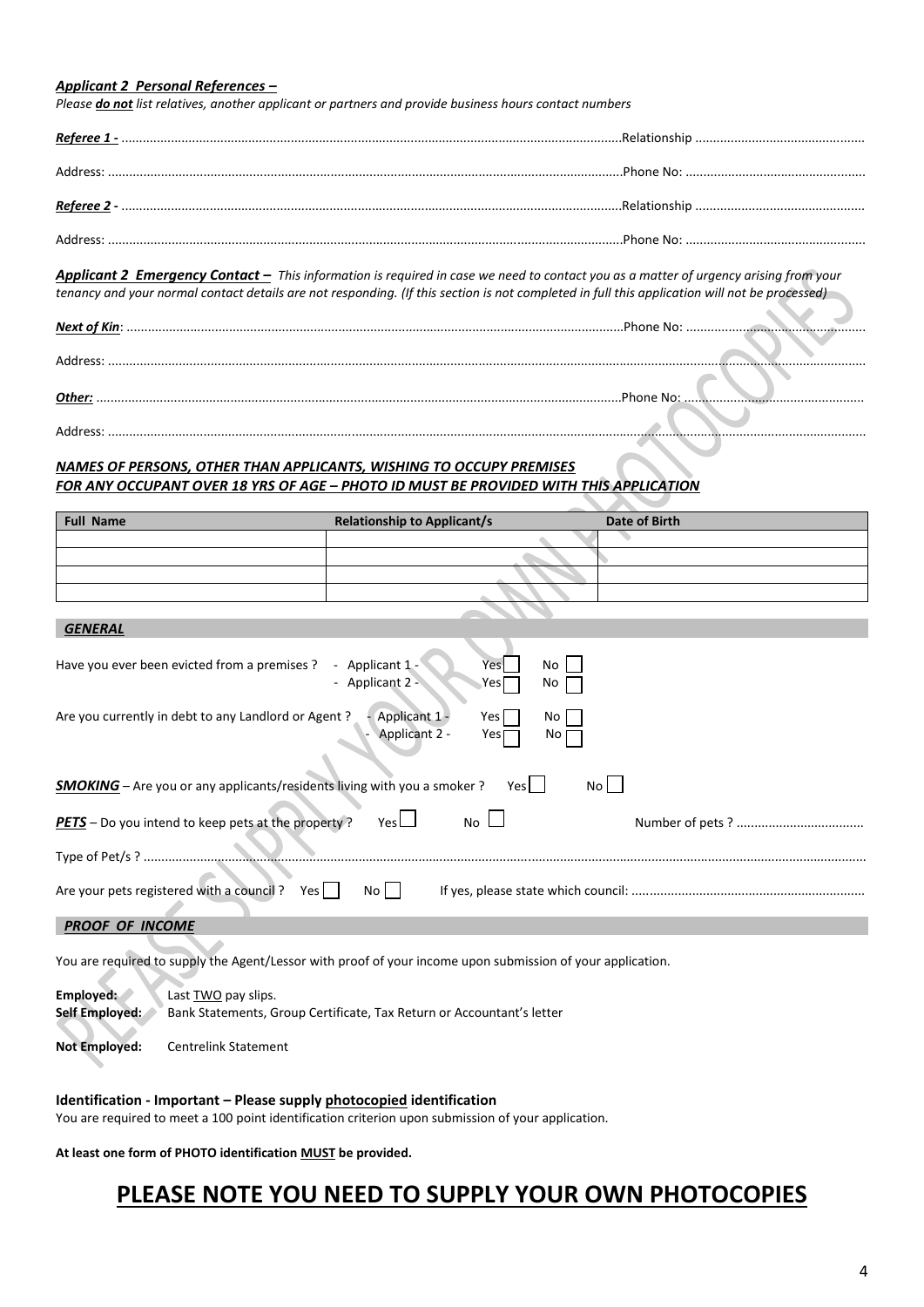***Applicant 2 Personal References –***

*Please **do not** list relatives, another applicant or partners and provide business hours contact numbers*

***Referee 1 -*** ..............................................................................................................................................Relationship ...............................................

Address: ..................................................................................................................................................Phone No: ..................................................

***Referee 2 -*** ..............................................................................................................................................Relationship ...............................................

Address: ..................................................................................................................................................Phone No: ..................................................

***Applicant 2 Emergency Contact –*** *This information is required in case we need to contact you as a matter of urgency arising from your tenancy and your normal contact details are not responding. (If this section is not completed in full this application will not be processed)*

***Next of Kin***: ............................................................................................................................................Phone No: ..................................................

Address: ..........................................................................................................................................................................................................................

***Other:*** ......................................................................................................................................................Phone No: ..................................................

Address: ..........................................................................................................................................................................................................................

***NAMES OF PERSONS, OTHER THAN APPLICANTS, WISHING TO OCCUPY PREMISES***
***FOR ANY OCCUPANT OVER 18 YRS OF AGE – PHOTO ID MUST BE PROVIDED WITH THIS APPLICATION***

| Full Name | Relationship to Applicant/s | Date of Birth |
|---|---|---|
| | | |
| | | |
| | | |
| | | |

***GENERAL***

Have you ever been evicted from a premises ? - Applicant 1 - Yes ☐ No ☐
- Applicant 2 - Yes ☐ No ☐

Are you currently in debt to any Landlord or Agent ? - Applicant 1 - Yes ☐ No ☐
- Applicant 2 - Yes ☐ No ☐

***SMOKING*** – Are you or any applicants/residents living with you a smoker ? Yes ☐ No ☐

***PETS*** – Do you intend to keep pets at the property ? Yes ☐ No ☐ Number of pets ? ...................................

Type of Pet/s ? ..........................................................................................................................................................................................................

Are your pets registered with a council ? Yes ☐ No ☐ If yes, please state which council: .................................................................

***PROOF OF INCOME***

You are required to supply the Agent/Lessor with proof of your income upon submission of your application.

**Employed:** Last TWO pay slips.
**Self Employed:** Bank Statements, Group Certificate, Tax Return or Accountant's letter

**Not Employed:** Centrelink Statement

**Identification - Important – Please supply photocopied identification**
You are required to meet a 100 point identification criterion upon submission of your application.

**At least one form of PHOTO identification MUST be provided.**

# PLEASE NOTE YOU NEED TO SUPPLY YOUR OWN PHOTOCOPIES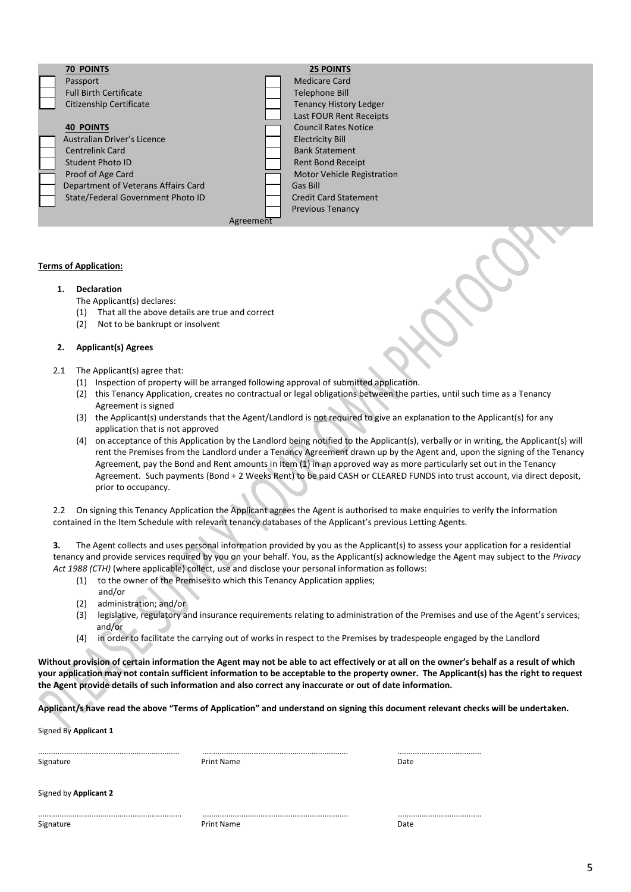| 70 POINTS | 25 POINTS |
|---|---|
| ☐ Passport | ☐ Medicare Card |
| ☐ Full Birth Certificate | ☐ Telephone Bill |
| ☐ Citizenship Certificate | ☐ Tenancy History Ledger |
| | ☐ Last FOUR Rent Receipts |
| **40 POINTS** | ☐ Council Rates Notice |
| ☐ Australian Driver's Licence | ☐ Electricity Bill |
| ☐ Centrelink Card | ☐ Bank Statement |
| ☐ Student Photo ID | ☐ Rent Bond Receipt |
| ☐ Proof of Age Card | ☐ Motor Vehicle Registration |
| ☐ Department of Veterans Affairs Card | ☐ Gas Bill |
| ☐ State/Federal Government Photo ID | ☐ Credit Card Statement |
| | ☐ Previous Tenancy Agreement |

**Terms of Application:**

**1. Declaration**

The Applicant(s) declares:

(1) That all the above details are true and correct
(2) Not to be bankrupt or insolvent

**2. Applicant(s) Agrees**

2.1 The Applicant(s) agree that:

(1) Inspection of property will be arranged following approval of submitted application.
(2) this Tenancy Application, creates no contractual or legal obligations between the parties, until such time as a Tenancy Agreement is signed
(3) the Applicant(s) understands that the Agent/Landlord is not required to give an explanation to the Applicant(s) for any application that is not approved
(4) on acceptance of this Application by the Landlord being notified to the Applicant(s), verbally or in writing, the Applicant(s) will rent the Premises from the Landlord under a Tenancy Agreement drawn up by the Agent and, upon the signing of the Tenancy Agreement, pay the Bond and Rent amounts in Item (1) in an approved way as more particularly set out in the Tenancy Agreement. Such payments (Bond + 2 Weeks Rent) to be paid CASH or CLEARED FUNDS into trust account, via direct deposit, prior to occupancy.

2.2 On signing this Tenancy Application the Applicant agrees the Agent is authorised to make enquiries to verify the information contained in the Item Schedule with relevant tenancy databases of the Applicant's previous Letting Agents.

**3.** The Agent collects and uses personal information provided by you as the Applicant(s) to assess your application for a residential tenancy and provide services required by you on your behalf. You, as the Applicant(s) acknowledge the Agent may subject to the *Privacy Act 1988 (CTH)* (where applicable) collect, use and disclose your personal information as follows:

(1) to the owner of the Premises to which this Tenancy Application applies; and/or
(2) administration; and/or
(3) legislative, regulatory and insurance requirements relating to administration of the Premises and use of the Agent's services; and/or
(4) in order to facilitate the carrying out of works in respect to the Premises by tradespeople engaged by the Landlord

**Without provision of certain information the Agent may not be able to act effectively or at all on the owner's behalf as a result of which your application may not contain sufficient information to be acceptable to the property owner. The Applicant(s) has the right to request the Agent provide details of such information and also correct any inaccurate or out of date information.**

**Applicant/s have read the above "Terms of Application" and understand on signing this document relevant checks will be undertaken.**

Signed By **Applicant 1**

| ................................................ | ................................................ | ................................ |
|---|---|---|
| Signature | Print Name | Date |

Signed by **Applicant 2**

| ................................................ | ................................................ | ................................ |
|---|---|---|
| Signature | Print Name | Date |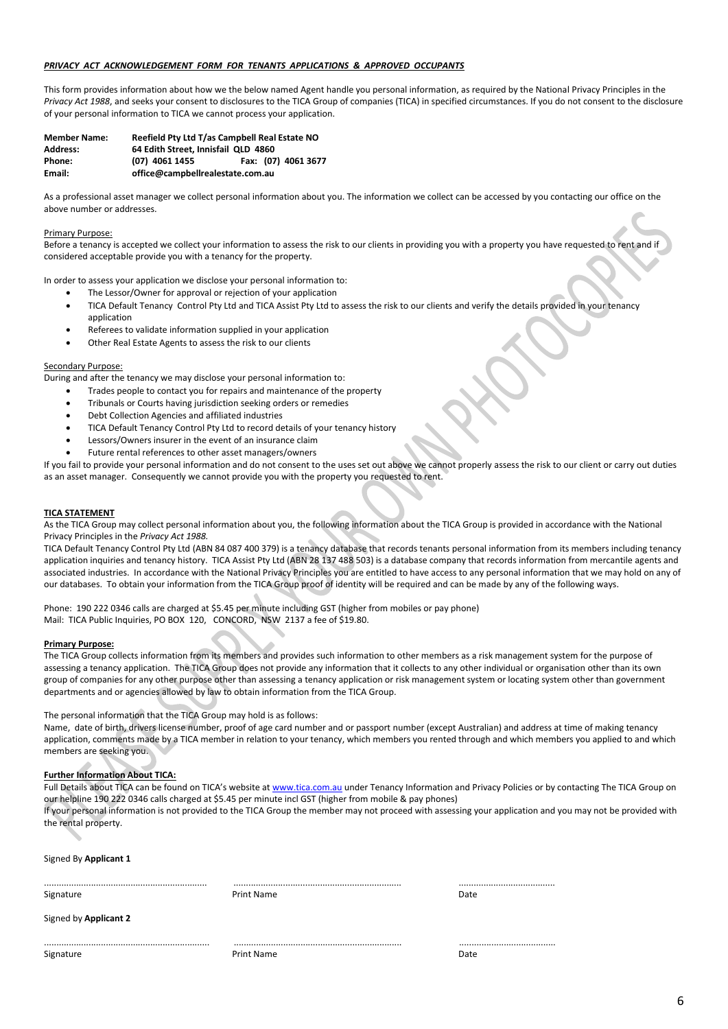***PRIVACY ACT ACKNOWLEDGEMENT FORM FOR TENANTS APPLICATIONS & APPROVED OCCUPANTS***

This form provides information about how we the below named Agent handle you personal information, as required by the National Privacy Principles in the *Privacy Act 1988*, and seeks your consent to disclosures to the TICA Group of companies (TICA) in specified circumstances. If you do not consent to the disclosure of your personal information to TICA we cannot process your application.

**Member Name:** **Reefield Pty Ltd T/as Campbell Real Estate NO**
**Address:** **64 Edith Street, Innisfail QLD 4860**
**Phone:** **(07) 4061 1455** **Fax: (07) 4061 3677**
**Email:** **office@campbellrealestate.com.au**

As a professional asset manager we collect personal information about you. The information we collect can be accessed by you contacting our office on the above number or addresses.

Primary Purpose:
Before a tenancy is accepted we collect your information to assess the risk to our clients in providing you with a property you have requested to rent and if considered acceptable provide you with a tenancy for the property.

In order to assess your application we disclose your personal information to:

- The Lessor/Owner for approval or rejection of your application
- TICA Default Tenancy Control Pty Ltd and TICA Assist Pty Ltd to assess the risk to our clients and verify the details provided in your tenancy application
- Referees to validate information supplied in your application
- Other Real Estate Agents to assess the risk to our clients

Secondary Purpose:
During and after the tenancy we may disclose your personal information to:

- Trades people to contact you for repairs and maintenance of the property
- Tribunals or Courts having jurisdiction seeking orders or remedies
- Debt Collection Agencies and affiliated industries
- TICA Default Tenancy Control Pty Ltd to record details of your tenancy history
- Lessors/Owners insurer in the event of an insurance claim
- Future rental references to other asset managers/owners

If you fail to provide your personal information and do not consent to the uses set out above we cannot properly assess the risk to our client or carry out duties as an asset manager. Consequently we cannot provide you with the property you requested to rent.

**TICA STATEMENT**

As the TICA Group may collect personal information about you, the following information about the TICA Group is provided in accordance with the National Privacy Principles in the *Privacy Act 1988.*

TICA Default Tenancy Control Pty Ltd (ABN 84 087 400 379) is a tenancy database that records tenants personal information from its members including tenancy application inquiries and tenancy history. TICA Assist Pty Ltd (ABN 28 137 488 503) is a database company that records information from mercantile agents and associated industries. In accordance with the National Privacy Principles you are entitled to have access to any personal information that we may hold on any of our databases. To obtain your information from the TICA Group proof of identity will be required and can be made by any of the following ways.

Phone: 190 222 0346 calls are charged at $5.45 per minute including GST (higher from mobiles or pay phone)
Mail: TICA Public Inquiries, PO BOX 120, CONCORD, NSW 2137 a fee of $19.80.

**Primary Purpose:**

The TICA Group collects information from its members and provides such information to other members as a risk management system for the purpose of assessing a tenancy application. The TICA Group does not provide any information that it collects to any other individual or organisation other than its own group of companies for any other purpose other than assessing a tenancy application or risk management system or locating system other than government departments and or agencies allowed by law to obtain information from the TICA Group.

The personal information that the TICA Group may hold is as follows:
Name, date of birth, drivers license number, proof of age card number and or passport number (except Australian) and address at time of making tenancy application, comments made by a TICA member in relation to your tenancy, which members you rented through and which members you applied to and which members are seeking you.

**Further Information About TICA:**

Full Details about TICA can be found on TICA's website at www.tica.com.au under Tenancy Information and Privacy Policies or by contacting The TICA Group on our helpline 190 222 0346 calls charged at $5.45 per minute incl GST (higher from mobile & pay phones)
If your personal information is not provided to the TICA Group the member may not proceed with assessing your application and you may not be provided with the rental property.

Signed By **Applicant 1**

| ................................................................. | ................................................................. | ...................................... |
|---|---|---|
| Signature | Print Name | Date |

Signed by **Applicant 2**

| ................................................................. | ................................................................. | ...................................... |
|---|---|---|
| Signature | Print Name | Date |